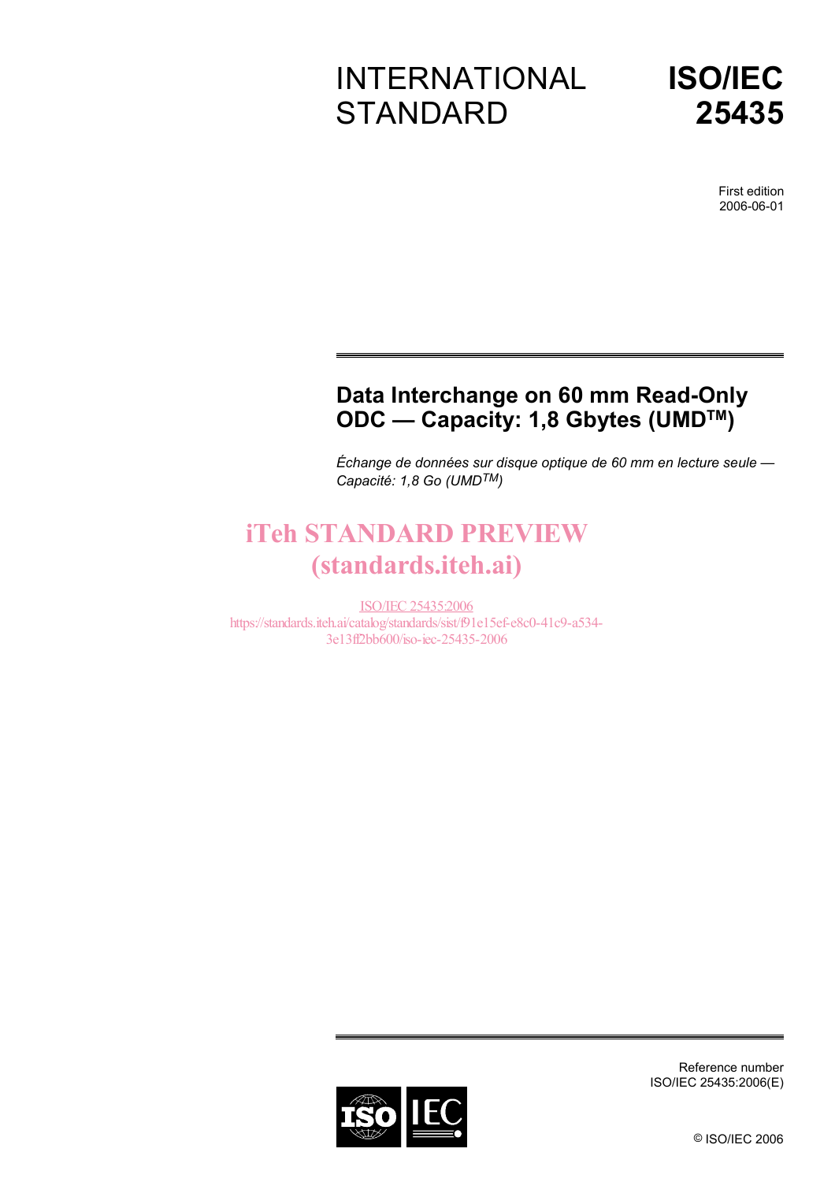INTERNATIONAL STANDARD

# ISO/IEC 25435

First edition
2006-06-01

---

## Data Interchange on 60 mm Read-Only ODC — Capacity: 1,8 Gbytes (UMD™)

*Échange de données sur disque optique de 60 mm en lecture seule — Capacité: 1,8 Go (UMD™)*

iTeh STANDARD PREVIEW
(standards.iteh.ai)

ISO/IEC 25435:2006
https://standards.iteh.ai/catalog/standards/sist/f91e15ef-e8c0-41c9-a534-3e13ff2bb600/iso-iec-25435-2006

---

Reference number
ISO/IEC 25435:2006(E)

© ISO/IEC 2006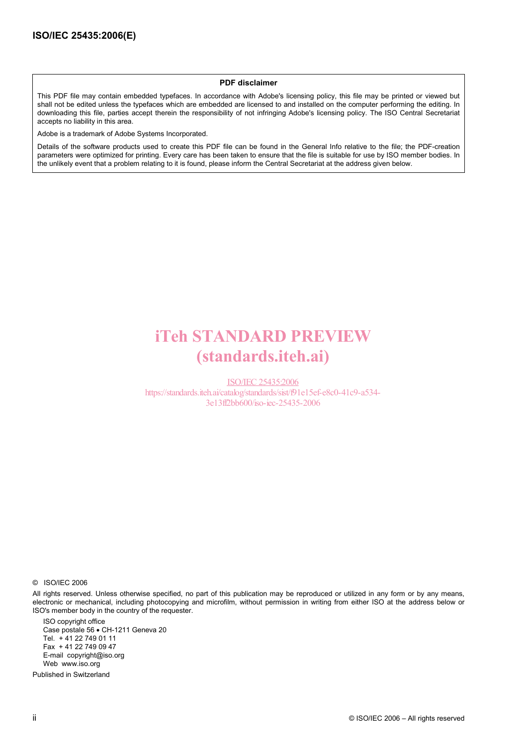**PDF disclaimer**

This PDF file may contain embedded typefaces. In accordance with Adobe's licensing policy, this file may be printed or viewed but shall not be edited unless the typefaces which are embedded are licensed to and installed on the computer performing the editing. In downloading this file, parties accept therein the responsibility of not infringing Adobe's licensing policy. The ISO Central Secretariat accepts no liability in this area.

Adobe is a trademark of Adobe Systems Incorporated.

Details of the software products used to create this PDF file can be found in the General Info relative to the file; the PDF-creation parameters were optimized for printing. Every care has been taken to ensure that the file is suitable for use by ISO member bodies. In the unlikely event that a problem relating to it is found, please inform the Central Secretariat at the address given below.

iTeh STANDARD PREVIEW
(standards.iteh.ai)

ISO/IEC 25435:2006
https://standards.iteh.ai/catalog/standards/sist/f91e15ef-e8c0-41c9-a534-3e13ff2bb600/iso-iec-25435-2006

© ISO/IEC 2006

All rights reserved. Unless otherwise specified, no part of this publication may be reproduced or utilized in any form or by any means, electronic or mechanical, including photocopying and microfilm, without permission in writing from either ISO at the address below or ISO's member body in the country of the requester.

ISO copyright office
Case postale 56 • CH-1211 Geneva 20
Tel. + 41 22 749 01 11
Fax + 41 22 749 09 47
E-mail copyright@iso.org
Web www.iso.org

Published in Switzerland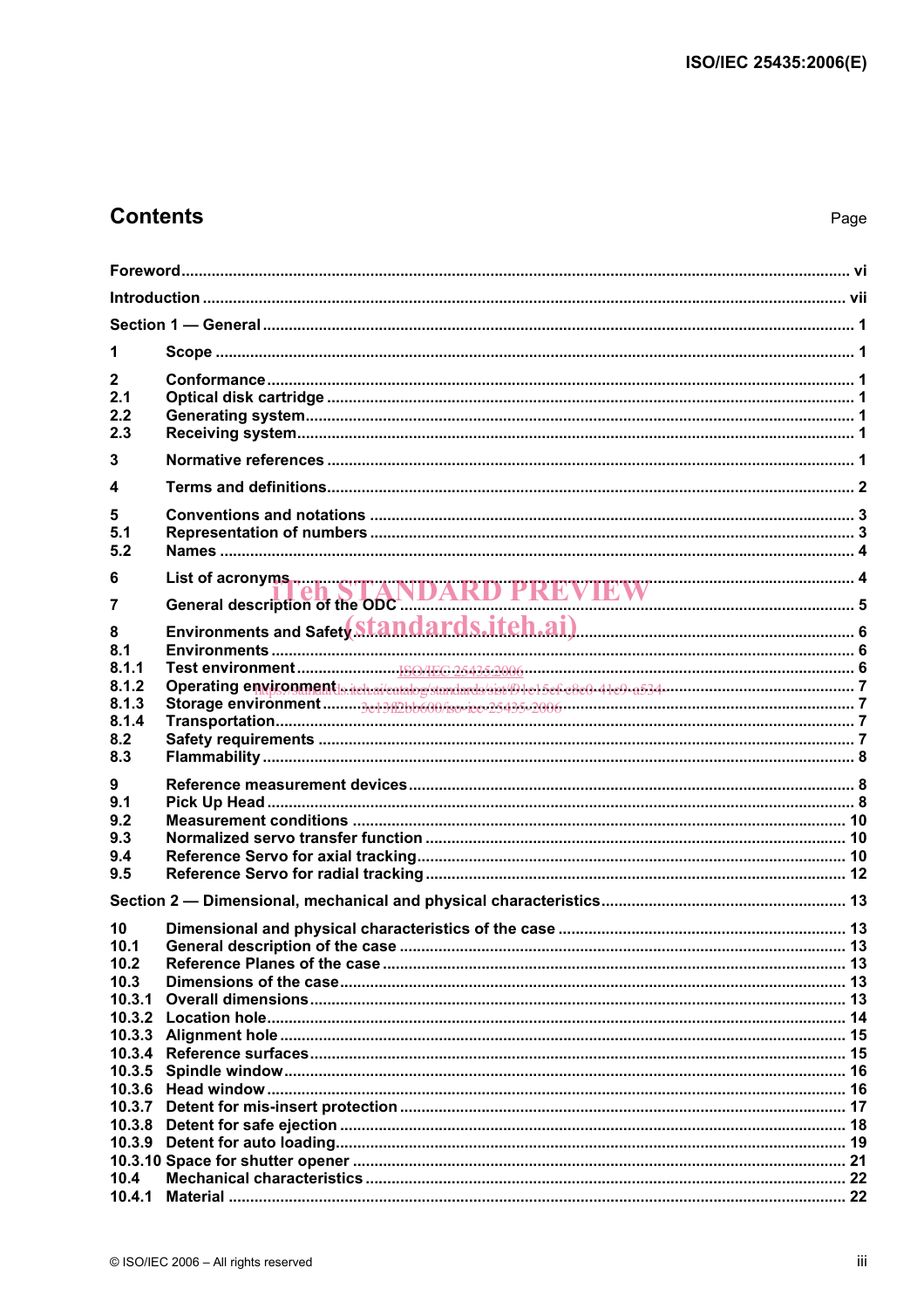# Contents

Page

Foreword ... vi

Introduction ... vii

Section 1 — General ... 1

1 Scope ... 1

2 Conformance ... 1
2.1 Optical disk cartridge ... 1
2.2 Generating system ... 1
2.3 Receiving system ... 1

3 Normative references ... 1

4 Terms and definitions ... 2

5 Conventions and notations ... 3
5.1 Representation of numbers ... 3
5.2 Names ... 4

6 List of acronyms ... 4

7 General description of the ODC ... 5

8 Environments and Safety ... 6
8.1 Environments ... 6
8.1.1 Test environment ... 6
8.1.2 Operating environment ... 7
8.1.3 Storage environment ... 7
8.1.4 Transportation ... 7
8.2 Safety requirements ... 7
8.3 Flammability ... 8

9 Reference measurement devices ... 8
9.1 Pick Up Head ... 8
9.2 Measurement conditions ... 10
9.3 Normalized servo transfer function ... 10
9.4 Reference Servo for axial tracking ... 10
9.5 Reference Servo for radial tracking ... 12

Section 2 — Dimensional, mechanical and physical characteristics ... 13

10 Dimensional and physical characteristics of the case ... 13
10.1 General description of the case ... 13
10.2 Reference Planes of the case ... 13
10.3 Dimensions of the case ... 13
10.3.1 Overall dimensions ... 13
10.3.2 Location hole ... 14
10.3.3 Alignment hole ... 15
10.3.4 Reference surfaces ... 15
10.3.5 Spindle window ... 16
10.3.6 Head window ... 16
10.3.7 Detent for mis-insert protection ... 17
10.3.8 Detent for safe ejection ... 18
10.3.9 Detent for auto loading ... 19
10.3.10 Space for shutter opener ... 21
10.4 Mechanical characteristics ... 22
10.4.1 Material ... 22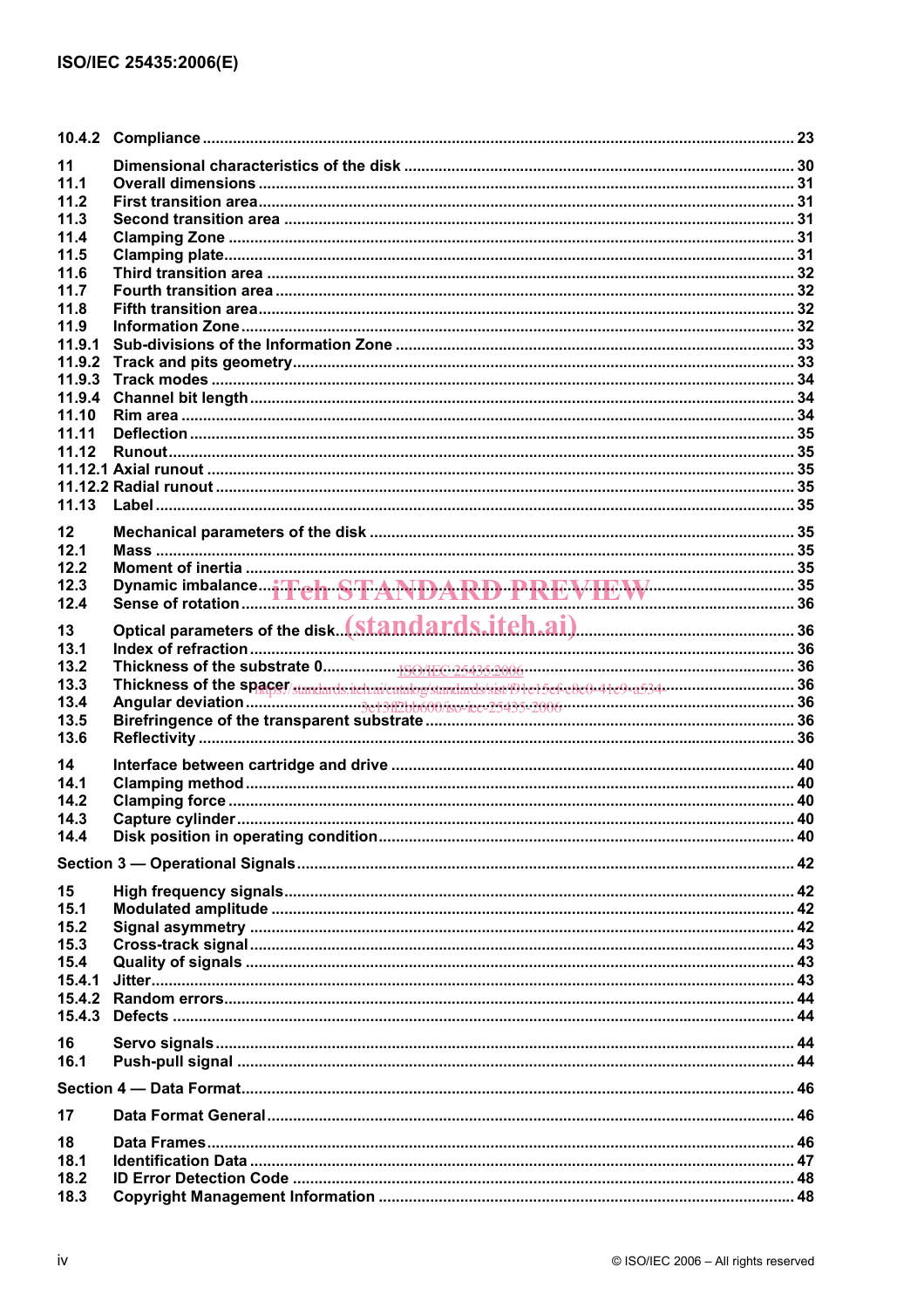10.4.2 Compliance ........................................................................................................................... 23

11 Dimensional characteristics of the disk ........................................................................ 30
11.1 Overall dimensions ........................................................................................................ 31
11.2 First transition area ........................................................................................................ 31
11.3 Second transition area ................................................................................................... 31
11.4 Clamping Zone ................................................................................................................ 31
11.5 Clamping plate ................................................................................................................ 31
11.6 Third transition area ....................................................................................................... 32
11.7 Fourth transition area ..................................................................................................... 32
11.8 Fifth transition area ........................................................................................................ 32
11.9 Information Zone ............................................................................................................ 32
11.9.1 Sub-divisions of the Information Zone ........................................................................ 33
11.9.2 Track and pits geometry ............................................................................................ 33
11.9.3 Track modes ............................................................................................................... 34
11.9.4 Channel bit length ...................................................................................................... 34
11.10 Rim area ....................................................................................................................... 34
11.11 Deflection ..................................................................................................................... 35
11.12 Runout .......................................................................................................................... 35
11.12.1 Axial runout ................................................................................................................ 35
11.12.2 Radial runout .............................................................................................................. 35
11.13 Label ............................................................................................................................. 35

12 Mechanical parameters of the disk ................................................................................. 35
12.1 Mass ................................................................................................................................ 35
12.2 Moment of inertia ............................................................................................................ 35
12.3 Dynamic imbalance ........................................................................................................ 35
12.4 Sense of rotation ............................................................................................................. 36

13 Optical parameters of the disk ......................................................................................... 36
13.1 Index of refraction ........................................................................................................... 36
13.2 Thickness of the substrate 0 .......................................................................................... 36
13.3 Thickness of the spacer .................................................................................................. 36
13.4 Angular deviation ............................................................................................................ 36
13.5 Birefringence of the transparent substrate .................................................................... 36
13.6 Reflectivity ....................................................................................................................... 36

14 Interface between cartridge and drive ............................................................................. 40
14.1 Clamping method ............................................................................................................ 40
14.2 Clamping force ................................................................................................................ 40
14.3 Capture cylinder .............................................................................................................. 40
14.4 Disk position in operating condition ............................................................................... 40

Section 3 — Operational Signals ............................................................................................. 42

15 High frequency signals ..................................................................................................... 42
15.1 Modulated amplitude ....................................................................................................... 42
15.2 Signal asymmetry ............................................................................................................ 42
15.3 Cross-track signal ............................................................................................................ 43
15.4 Quality of signals ............................................................................................................. 43
15.4.1 Jitter ............................................................................................................................ 43
15.4.2 Random errors ............................................................................................................. 44
15.4.3 Defects ........................................................................................................................ 44

16 Servo signals ..................................................................................................................... 44
16.1 Push-pull signal ................................................................................................................ 44

Section 4 — Data Format ......................................................................................................... 46

17 Data Format General ......................................................................................................... 46

18 Data Frames ...................................................................................................................... 46
18.1 Identification Data ............................................................................................................ 47
18.2 ID Error Detection Code ................................................................................................... 48
18.3 Copyright Management Information ................................................................................ 48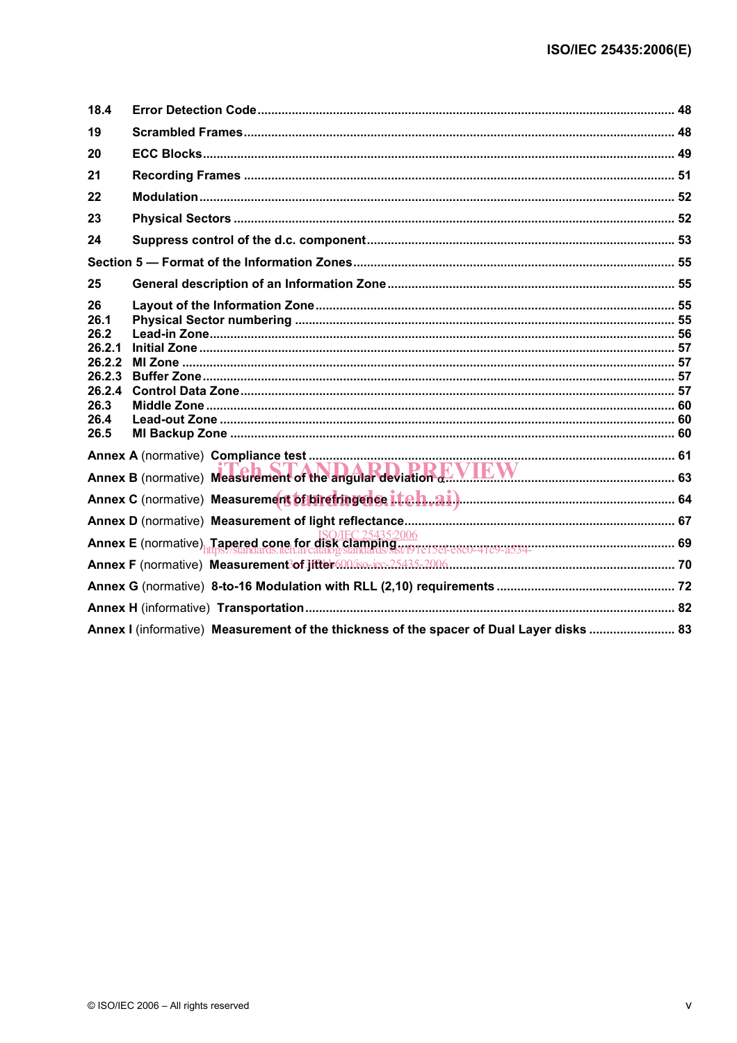18.4 Error Detection Code ........................................................................................................................ 48

19 Scrambled Frames ............................................................................................................................ 48

20 ECC Blocks ........................................................................................................................................ 49

21 Recording Frames ............................................................................................................................ 51

22 Modulation ......................................................................................................................................... 52

23 Physical Sectors ............................................................................................................................... 52

24 Suppress control of the d.c. component ......................................................................................... 53

Section 5 — Format of the Information Zones ............................................................................................ 55

25 General description of an Information Zone .................................................................................. 55

26 Layout of the Information Zone ....................................................................................................... 55
26.1 Physical Sector numbering ............................................................................................................. 55
26.2 Lead-in Zone ...................................................................................................................................... 56
26.2.1 Initial Zone ......................................................................................................................................... 57
26.2.2 MI Zone .............................................................................................................................................. 57
26.2.3 Buffer Zone ........................................................................................................................................ 57
26.2.4 Control Data Zone ............................................................................................................................. 57
26.3 Middle Zone ....................................................................................................................................... 60
26.4 Lead-out Zone ................................................................................................................................... 60
26.5 MI Backup Zone ................................................................................................................................ 60

Annex A (normative) Compliance test ......................................................................................................... 61

Annex B (normative) Measurement of the angular deviation $\alpha$ ............................................................. 63

Annex C (normative) Measurement of birefringence .................................................................................. 64

Annex D (normative) Measurement of light reflectance .............................................................................. 67

Annex E (normative) Tapered cone for disk clamping ................................................................................ 69

Annex F (normative) Measurement of jitter ................................................................................................. 70

Annex G (normative) 8-to-16 Modulation with RLL (2,10) requirements ................................................... 72

Annex H (informative) Transportation ......................................................................................................... 82

Annex I (informative) Measurement of the thickness of the spacer of Dual Layer disks ......................... 83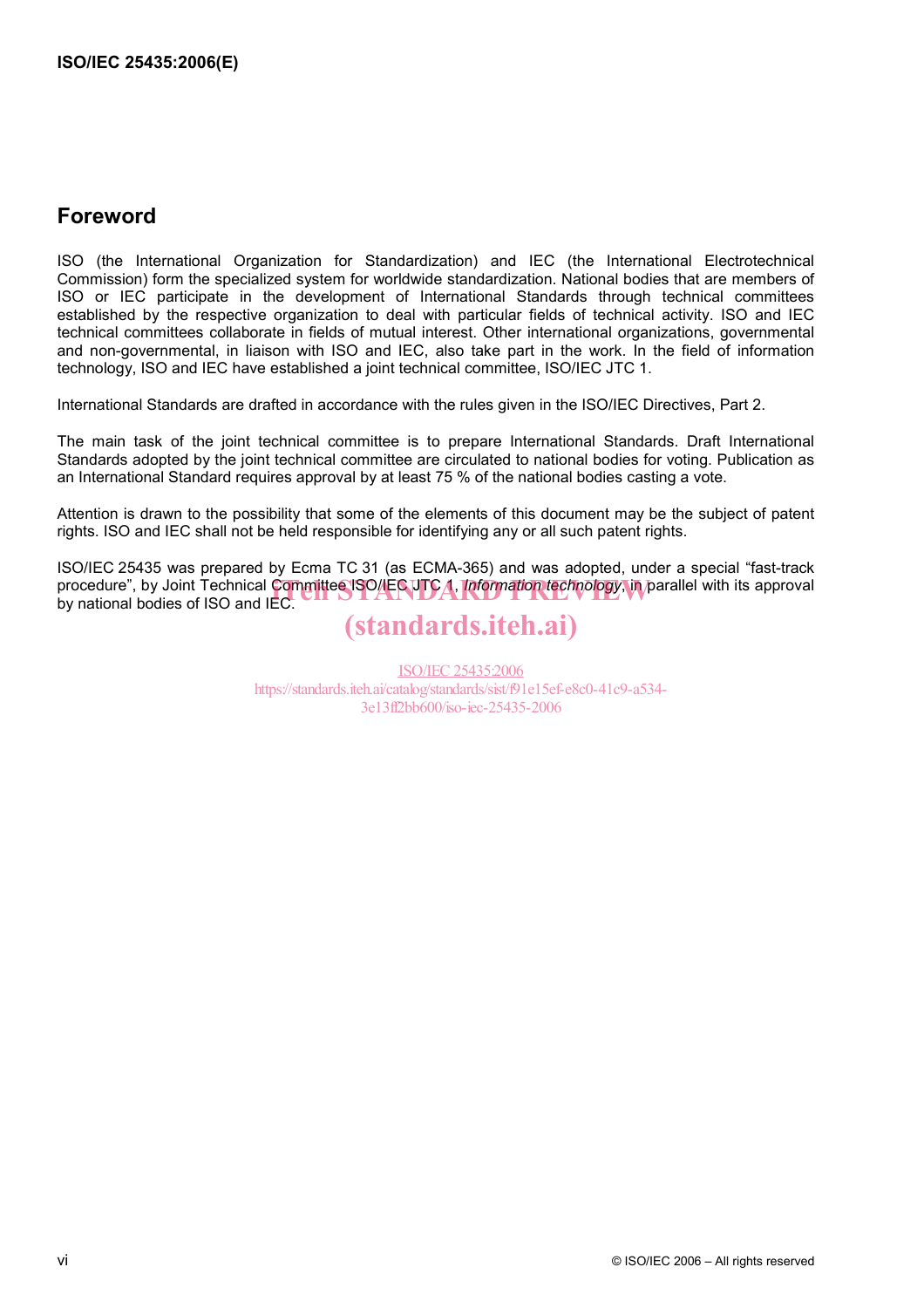## Foreword

ISO (the International Organization for Standardization) and IEC (the International Electrotechnical Commission) form the specialized system for worldwide standardization. National bodies that are members of ISO or IEC participate in the development of International Standards through technical committees established by the respective organization to deal with particular fields of technical activity. ISO and IEC technical committees collaborate in fields of mutual interest. Other international organizations, governmental and non-governmental, in liaison with ISO and IEC, also take part in the work. In the field of information technology, ISO and IEC have established a joint technical committee, ISO/IEC JTC 1.

International Standards are drafted in accordance with the rules given in the ISO/IEC Directives, Part 2.

The main task of the joint technical committee is to prepare International Standards. Draft International Standards adopted by the joint technical committee are circulated to national bodies for voting. Publication as an International Standard requires approval by at least 75 % of the national bodies casting a vote.

Attention is drawn to the possibility that some of the elements of this document may be the subject of patent rights. ISO and IEC shall not be held responsible for identifying any or all such patent rights.

ISO/IEC 25435 was prepared by Ecma TC 31 (as ECMA-365) and was adopted, under a special "fast-track procedure", by Joint Technical Committee ISO/IEC JTC 1, *Information technology*, in parallel with its approval by national bodies of ISO and IEC.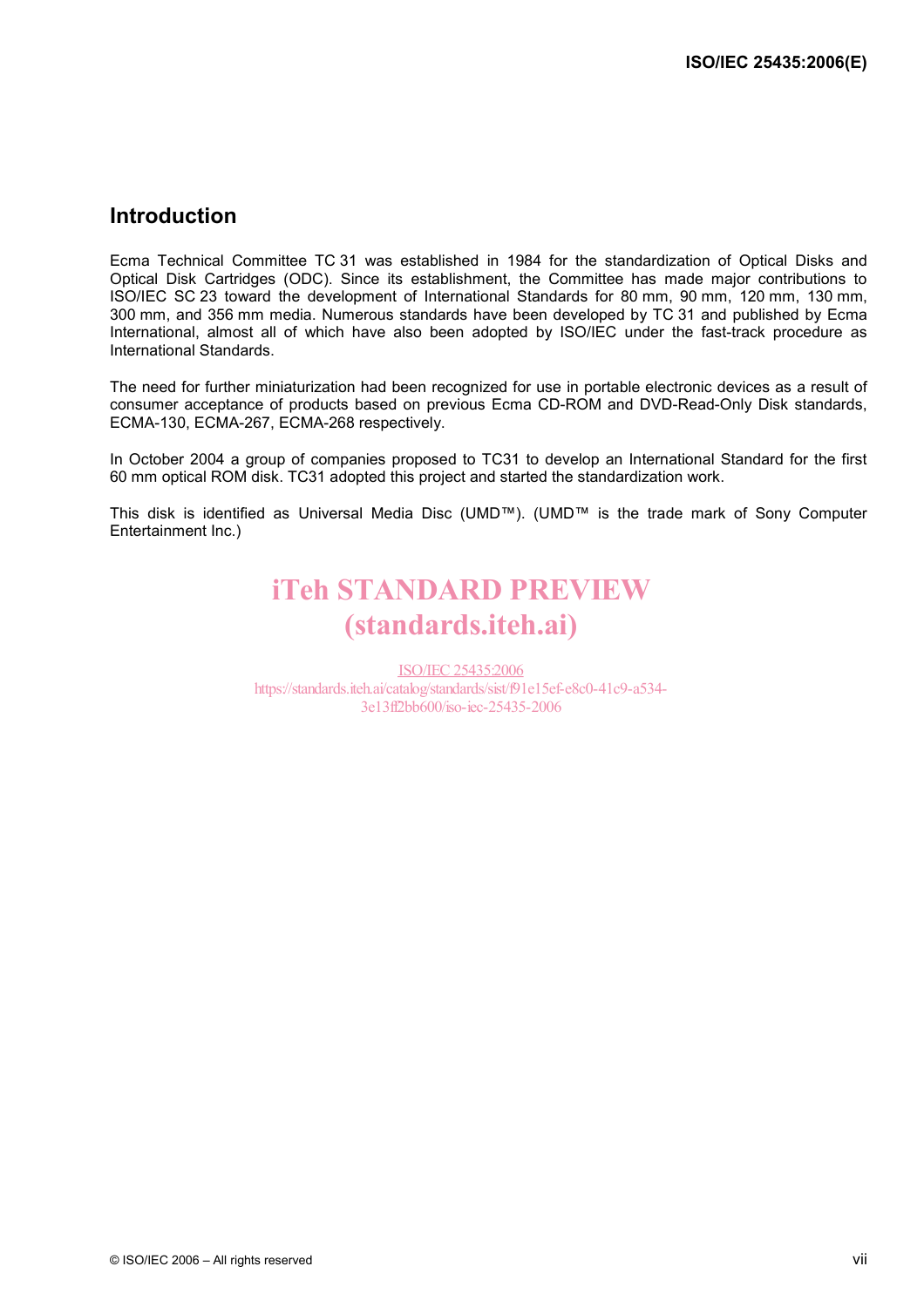## Introduction

Ecma Technical Committee TC 31 was established in 1984 for the standardization of Optical Disks and Optical Disk Cartridges (ODC). Since its establishment, the Committee has made major contributions to ISO/IEC SC 23 toward the development of International Standards for 80 mm, 90 mm, 120 mm, 130 mm, 300 mm, and 356 mm media. Numerous standards have been developed by TC 31 and published by Ecma International, almost all of which have also been adopted by ISO/IEC under the fast-track procedure as International Standards.

The need for further miniaturization had been recognized for use in portable electronic devices as a result of consumer acceptance of products based on previous Ecma CD-ROM and DVD-Read-Only Disk standards, ECMA-130, ECMA-267, ECMA-268 respectively.

In October 2004 a group of companies proposed to TC31 to develop an International Standard for the first 60 mm optical ROM disk. TC31 adopted this project and started the standardization work.

This disk is identified as Universal Media Disc (UMD™). (UMD™ is the trade mark of Sony Computer Entertainment Inc.)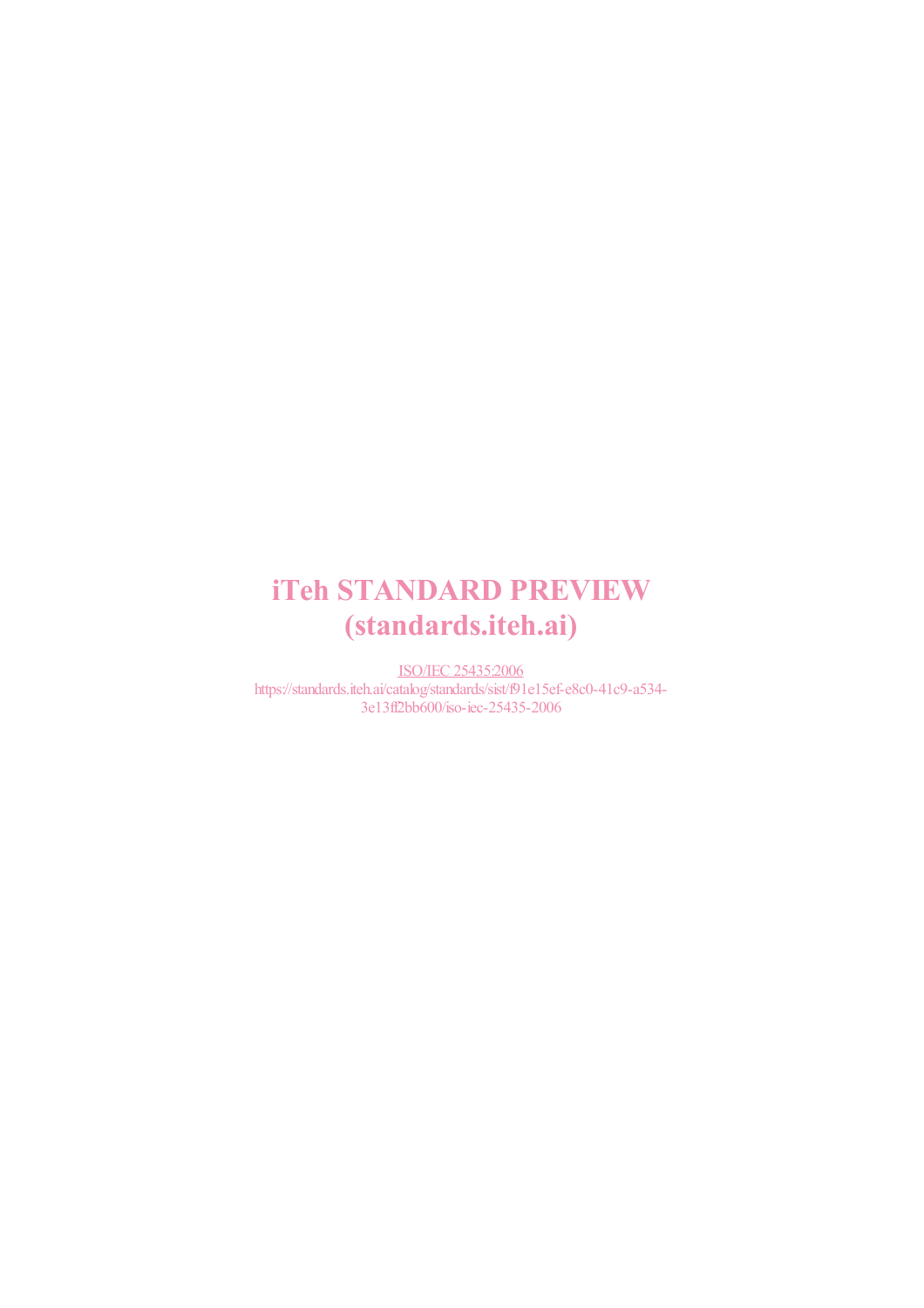iTeh STANDARD PREVIEW
(standards.iteh.ai)

ISO/IEC 25435:2006
https://standards.iteh.ai/catalog/standards/sist/f91e15ef-e8c0-41c9-a534-3e13ff2bb600/iso-iec-25435-2006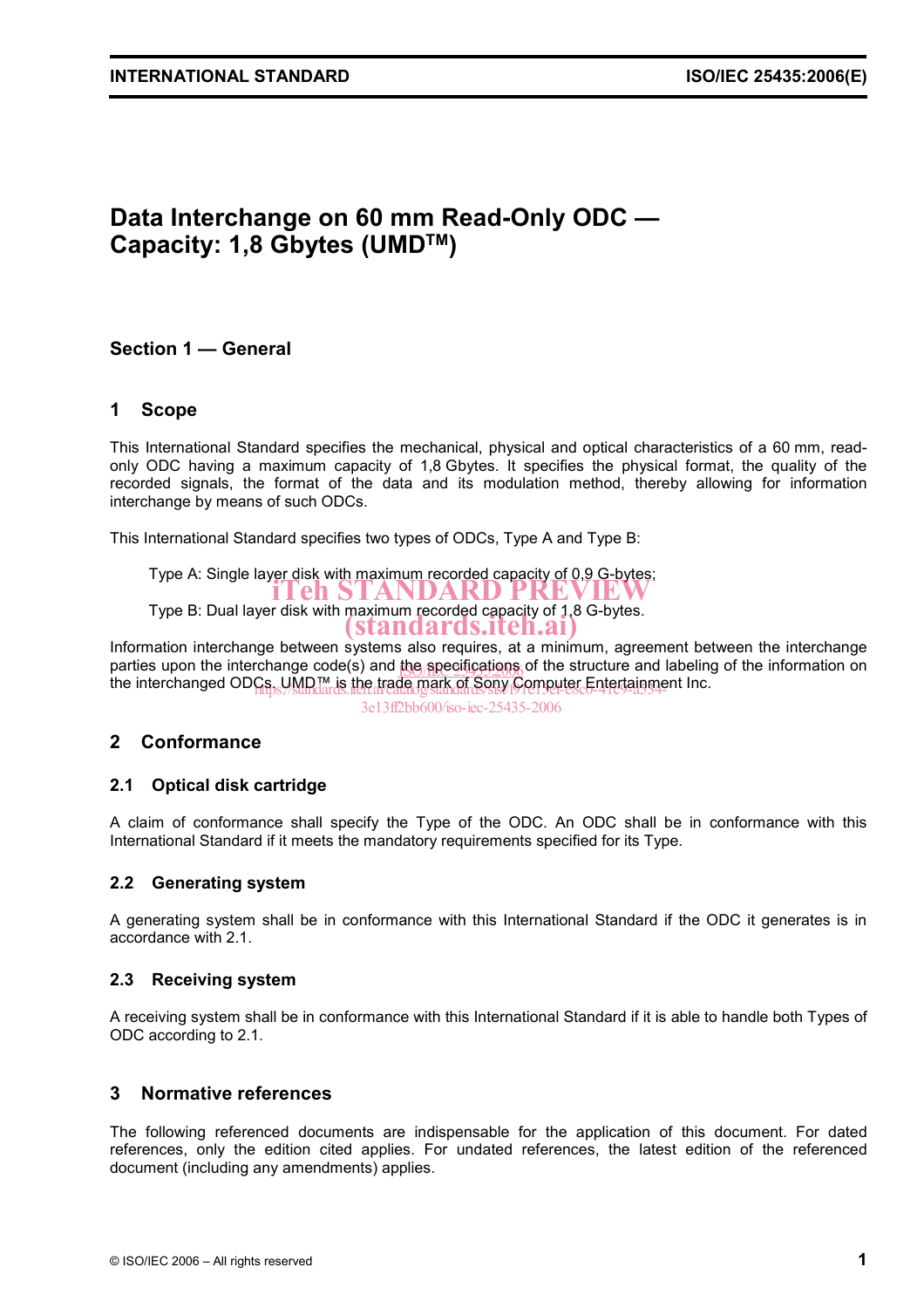# Data Interchange on 60 mm Read-Only ODC — Capacity: 1,8 Gbytes (UMD™)

## Section 1 — General

## 1 Scope

This International Standard specifies the mechanical, physical and optical characteristics of a 60 mm, read-only ODC having a maximum capacity of 1,8 Gbytes. It specifies the physical format, the quality of the recorded signals, the format of the data and its modulation method, thereby allowing for information interchange by means of such ODCs.

This International Standard specifies two types of ODCs, Type A and Type B:

Type A: Single layer disk with maximum recorded capacity of 0,9 G-bytes;

Type B: Dual layer disk with maximum recorded capacity of 1,8 G-bytes.

Information interchange between systems also requires, at a minimum, agreement between the interchange parties upon the interchange code(s) and the specifications of the structure and labeling of the information on the interchanged ODCs. UMD™ is the trade mark of Sony Computer Entertainment Inc.

## 2 Conformance

### 2.1 Optical disk cartridge

A claim of conformance shall specify the Type of the ODC. An ODC shall be in conformance with this International Standard if it meets the mandatory requirements specified for its Type.

### 2.2 Generating system

A generating system shall be in conformance with this International Standard if the ODC it generates is in accordance with 2.1.

### 2.3 Receiving system

A receiving system shall be in conformance with this International Standard if it is able to handle both Types of ODC according to 2.1.

## 3 Normative references

The following referenced documents are indispensable for the application of this document. For dated references, only the edition cited applies. For undated references, the latest edition of the referenced document (including any amendments) applies.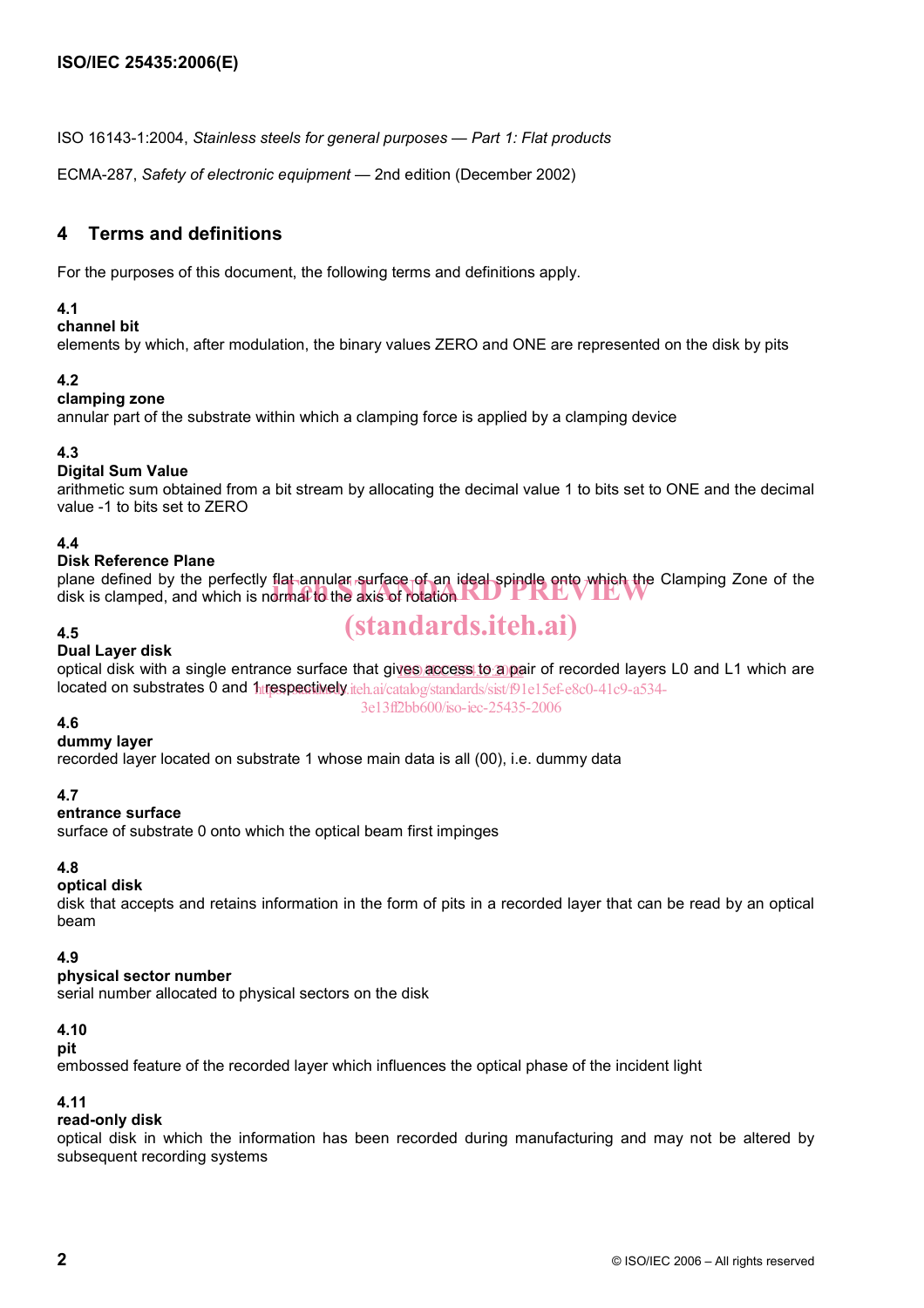ISO 16143-1:2004, *Stainless steels for general purposes — Part 1: Flat products*

ECMA-287, *Safety of electronic equipment* — 2nd edition (December 2002)

## 4 Terms and definitions

For the purposes of this document, the following terms and definitions apply.

**4.1**
**channel bit**
elements by which, after modulation, the binary values ZERO and ONE are represented on the disk by pits

**4.2**
**clamping zone**
annular part of the substrate within which a clamping force is applied by a clamping device

**4.3**
**Digital Sum Value**
arithmetic sum obtained from a bit stream by allocating the decimal value 1 to bits set to ONE and the decimal value -1 to bits set to ZERO

**4.4**
**Disk Reference Plane**
plane defined by the perfectly flat annular surface of an ideal spindle onto which the Clamping Zone of the disk is clamped, and which is normal to the axis of rotation

**4.5**
**Dual Layer disk**
optical disk with a single entrance surface that gives access to a pair of recorded layers L0 and L1 which are located on substrates 0 and 1 respectively

**4.6**
**dummy layer**
recorded layer located on substrate 1 whose main data is all (00), i.e. dummy data

**4.7**
**entrance surface**
surface of substrate 0 onto which the optical beam first impinges

**4.8**
**optical disk**
disk that accepts and retains information in the form of pits in a recorded layer that can be read by an optical beam

**4.9**
**physical sector number**
serial number allocated to physical sectors on the disk

**4.10**
**pit**
embossed feature of the recorded layer which influences the optical phase of the incident light

**4.11**
**read-only disk**
optical disk in which the information has been recorded during manufacturing and may not be altered by subsequent recording systems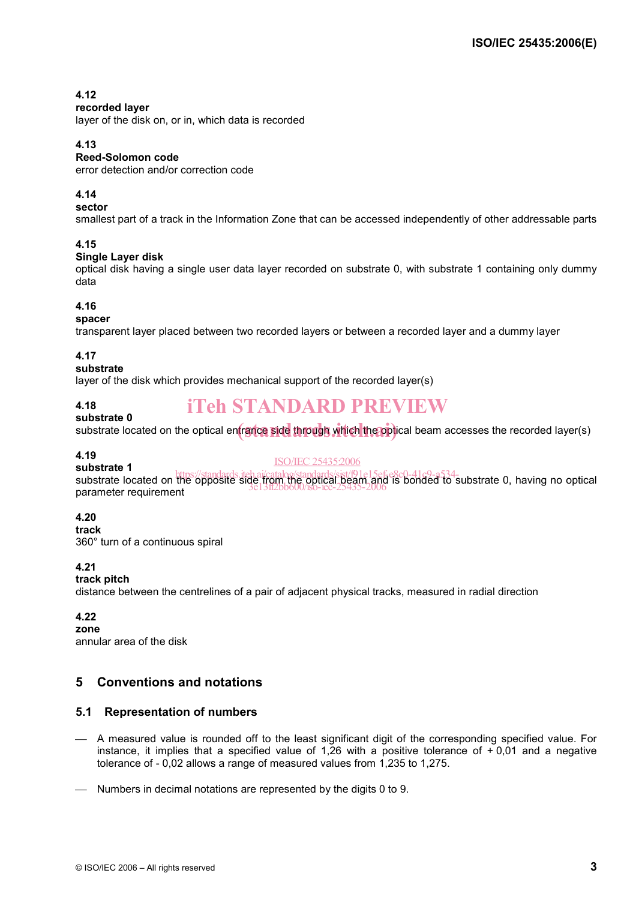**4.12**
**recorded layer**
layer of the disk on, or in, which data is recorded

**4.13**
**Reed-Solomon code**
error detection and/or correction code

**4.14**
**sector**
smallest part of a track in the Information Zone that can be accessed independently of other addressable parts

**4.15**
**Single Layer disk**
optical disk having a single user data layer recorded on substrate 0, with substrate 1 containing only dummy data

**4.16**
**spacer**
transparent layer placed between two recorded layers or between a recorded layer and a dummy layer

**4.17**
**substrate**
layer of the disk which provides mechanical support of the recorded layer(s)

**4.18**
**substrate 0**
substrate located on the optical entrance side through which the optical beam accesses the recorded layer(s)

**4.19**
**substrate 1**
substrate located on the opposite side from the optical beam and is bonded to substrate 0, having no optical parameter requirement

**4.20**
**track**
360° turn of a continuous spiral

**4.21**
**track pitch**
distance between the centrelines of a pair of adjacent physical tracks, measured in radial direction

**4.22**
**zone**
annular area of the disk

## 5 Conventions and notations

### 5.1 Representation of numbers

- A measured value is rounded off to the least significant digit of the corresponding specified value. For instance, it implies that a specified value of 1,26 with a positive tolerance of + 0,01 and a negative tolerance of - 0,02 allows a range of measured values from 1,235 to 1,275.
- Numbers in decimal notations are represented by the digits 0 to 9.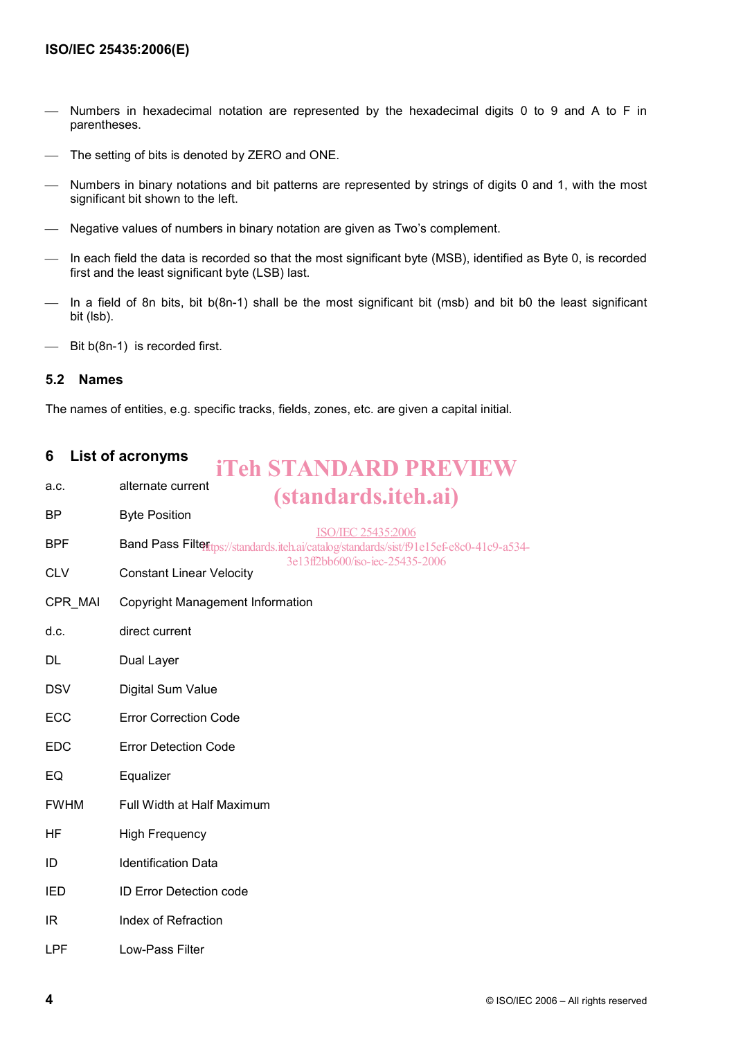- Numbers in hexadecimal notation are represented by the hexadecimal digits 0 to 9 and A to F in parentheses.
- The setting of bits is denoted by ZERO and ONE.
- Numbers in binary notations and bit patterns are represented by strings of digits 0 and 1, with the most significant bit shown to the left.
- Negative values of numbers in binary notation are given as Two's complement.
- In each field the data is recorded so that the most significant byte (MSB), identified as Byte 0, is recorded first and the least significant byte (LSB) last.
- In a field of 8n bits, bit b(8n-1) shall be the most significant bit (msb) and bit b0 the least significant bit (lsb).
- Bit b(8n-1) is recorded first.

### 5.2 Names

The names of entities, e.g. specific tracks, fields, zones, etc. are given a capital initial.

## 6 List of acronyms

| | |
|---|---|
| a.c. | alternate current |
| BP | Byte Position |
| BPF | Band Pass Filter |
| CLV | Constant Linear Velocity |
| CPR_MAI | Copyright Management Information |
| d.c. | direct current |
| DL | Dual Layer |
| DSV | Digital Sum Value |
| ECC | Error Correction Code |
| EDC | Error Detection Code |
| EQ | Equalizer |
| FWHM | Full Width at Half Maximum |
| HF | High Frequency |
| ID | Identification Data |
| IED | ID Error Detection code |
| IR | Index of Refraction |
| LPF | Low-Pass Filter |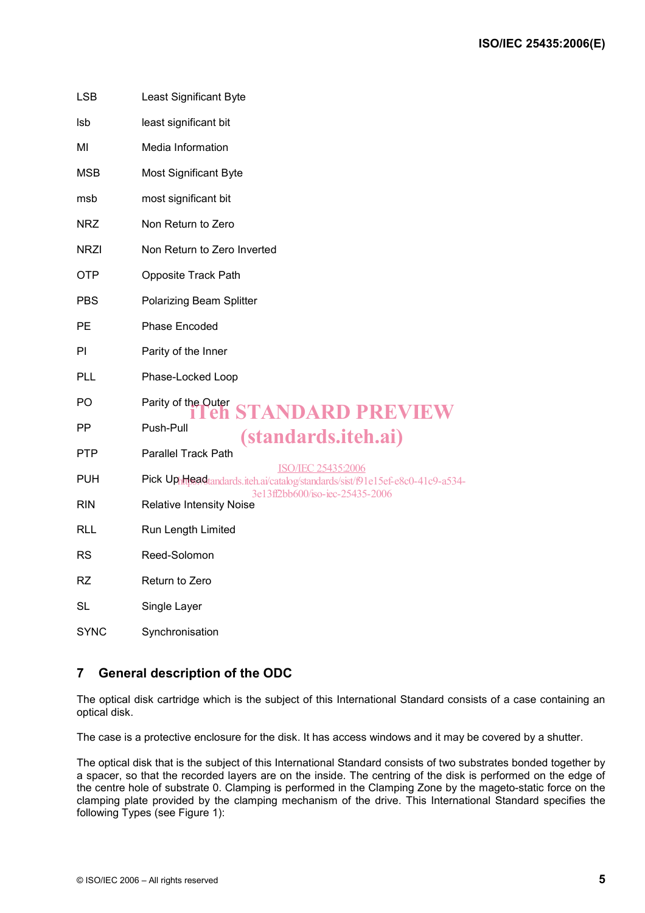| | |
|---|---|
| LSB | Least Significant Byte |
| lsb | least significant bit |
| MI | Media Information |
| MSB | Most Significant Byte |
| msb | most significant bit |
| NRZ | Non Return to Zero |
| NRZI | Non Return to Zero Inverted |
| OTP | Opposite Track Path |
| PBS | Polarizing Beam Splitter |
| PE | Phase Encoded |
| PI | Parity of the Inner |
| PLL | Phase-Locked Loop |
| PO | Parity of the Outer |
| PP | Push-Pull |
| PTP | Parallel Track Path |
| PUH | Pick Up Head |
| RIN | Relative Intensity Noise |
| RLL | Run Length Limited |
| RS | Reed-Solomon |
| RZ | Return to Zero |
| SL | Single Layer |
| SYNC | Synchronisation |

## 7 General description of the ODC

The optical disk cartridge which is the subject of this International Standard consists of a case containing an optical disk.

The case is a protective enclosure for the disk. It has access windows and it may be covered by a shutter.

The optical disk that is the subject of this International Standard consists of two substrates bonded together by a spacer, so that the recorded layers are on the inside. The centring of the disk is performed on the edge of the centre hole of substrate 0. Clamping is performed in the Clamping Zone by the mageto-static force on the clamping plate provided by the clamping mechanism of the drive. This International Standard specifies the following Types (see Figure 1):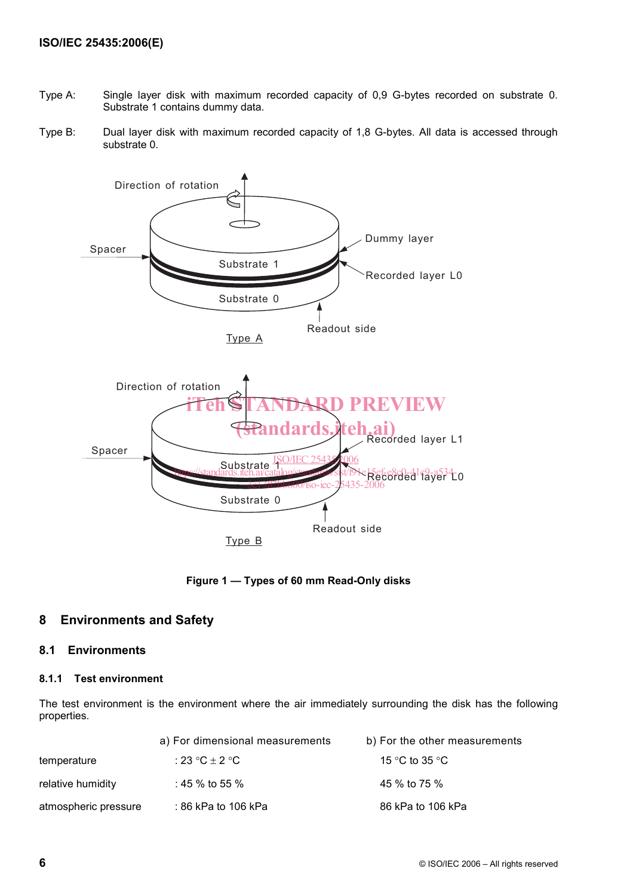Type A: Single layer disk with maximum recorded capacity of 0,9 G-bytes recorded on substrate 0. Substrate 1 contains dummy data.

Type B: Dual layer disk with maximum recorded capacity of 1,8 G-bytes. All data is accessed through substrate 0.

Direction of rotation

Spacer

Substrate 1

Substrate 0

Dummy layer

Recorded layer L0

Readout side

Type A

Direction of rotation

Spacer

Substrate 1

Substrate 0

Recorded layer L1

Recorded layer L0

Readout side

Type B

**Figure 1 — Types of 60 mm Read-Only disks**

## 8 Environments and Safety

### 8.1 Environments

#### 8.1.1 Test environment

The test environment is the environment where the air immediately surrounding the disk has the following properties.

| | a) For dimensional measurements | b) For the other measurements |
|---|---|---|
| temperature | : 23 °C ± 2 °C | 15 °C to 35 °C |
| relative humidity | : 45 % to 55 % | 45 % to 75 % |
| atmospheric pressure | : 86 kPa to 106 kPa | 86 kPa to 106 kPa |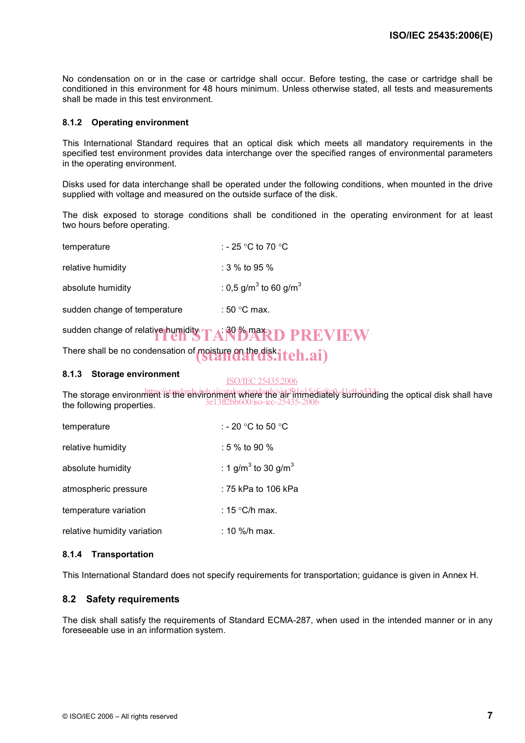No condensation on or in the case or cartridge shall occur. Before testing, the case or cartridge shall be conditioned in this environment for 48 hours minimum. Unless otherwise stated, all tests and measurements shall be made in this test environment.

#### 8.1.2 Operating environment

This International Standard requires that an optical disk which meets all mandatory requirements in the specified test environment provides data interchange over the specified ranges of environmental parameters in the operating environment.

Disks used for data interchange shall be operated under the following conditions, when mounted in the drive supplied with voltage and measured on the outside surface of the disk.

The disk exposed to storage conditions shall be conditioned in the operating environment for at least two hours before operating.

| | |
|---|---|
| temperature | : - 25 °C to 70 °C |
| relative humidity | : 3 % to 95 % |
| absolute humidity | : 0,5 g/m$^3$ to 60 g/m$^3$ |
| sudden change of temperature | : 50 °C max. |
| sudden change of relative humidity | : 30 % max. |

There shall be no condensation of moisture on the disk.

#### 8.1.3 Storage environment

The storage environment is the environment where the air immediately surrounding the optical disk shall have the following properties.

| | |
|---|---|
| temperature | : - 20 °C to 50 °C |
| relative humidity | : 5 % to 90 % |
| absolute humidity | : 1 g/m$^3$ to 30 g/m$^3$ |
| atmospheric pressure | : 75 kPa to 106 kPa |
| temperature variation | : 15 °C/h max. |
| relative humidity variation | : 10 %/h max. |

#### 8.1.4 Transportation

This International Standard does not specify requirements for transportation; guidance is given in Annex H.

### 8.2 Safety requirements

The disk shall satisfy the requirements of Standard ECMA-287, when used in the intended manner or in any foreseeable use in an information system.